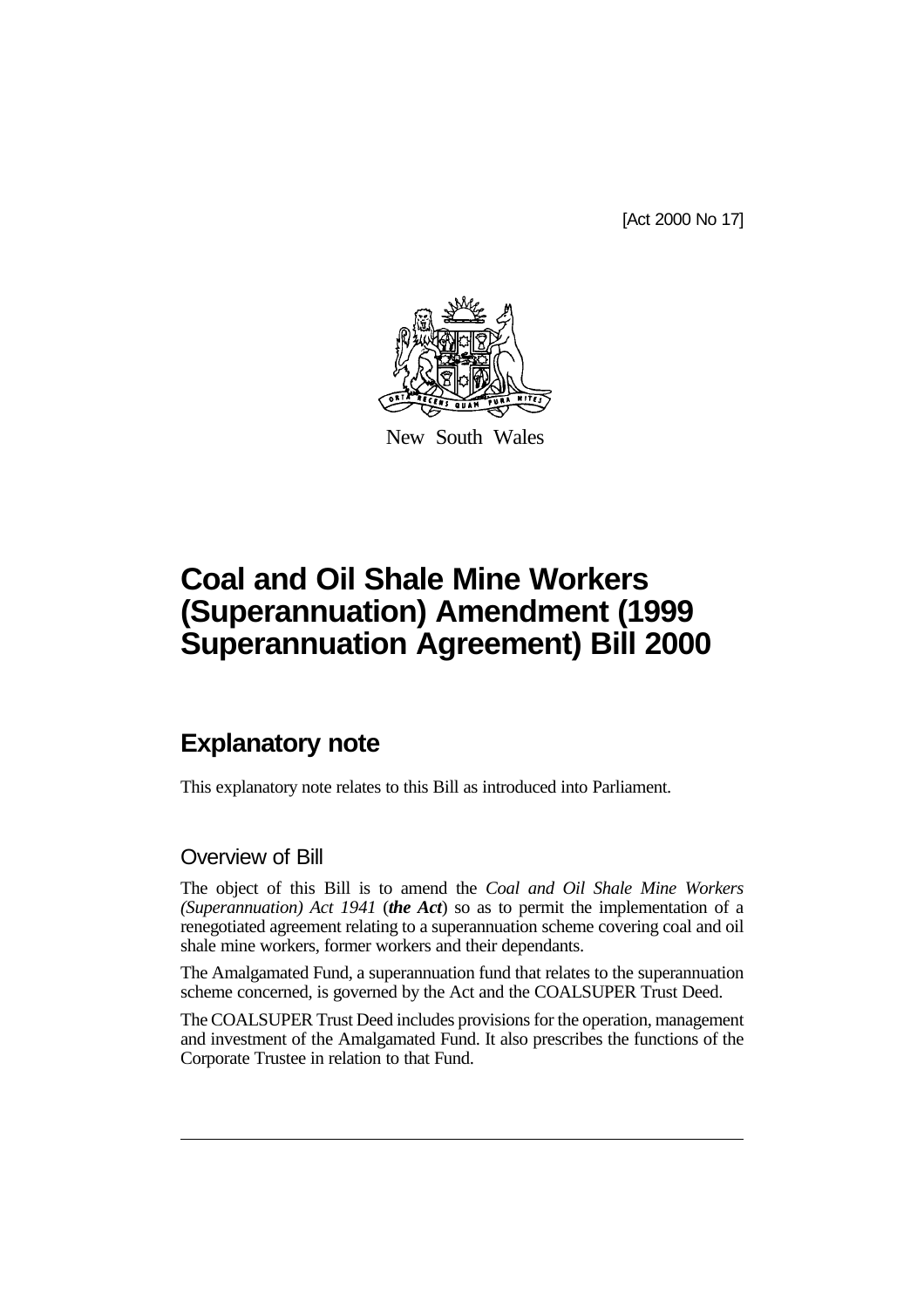[Act 2000 No 17]

New South Wales

# Coal and Oil Shale Mine Workers (Superannuation) Amendment (1999 Superannuation Agreement) Bill 2000

## Explanatory note

This explanatory note relates to this Bill as introduced into Parliament.

### Overview of Bill

The object of this Bill is to amend the *Coal and Oil Shale Mine Workers (Superannuation) Act 1941* (***the Act***) so as to permit the implementation of a renegotiated agreement relating to a superannuation scheme covering coal and oil shale mine workers, former workers and their dependants.

The Amalgamated Fund, a superannuation fund that relates to the superannuation scheme concerned, is governed by the Act and the COALSUPER Trust Deed.

The COALSUPER Trust Deed includes provisions for the operation, management and investment of the Amalgamated Fund. It also prescribes the functions of the Corporate Trustee in relation to that Fund.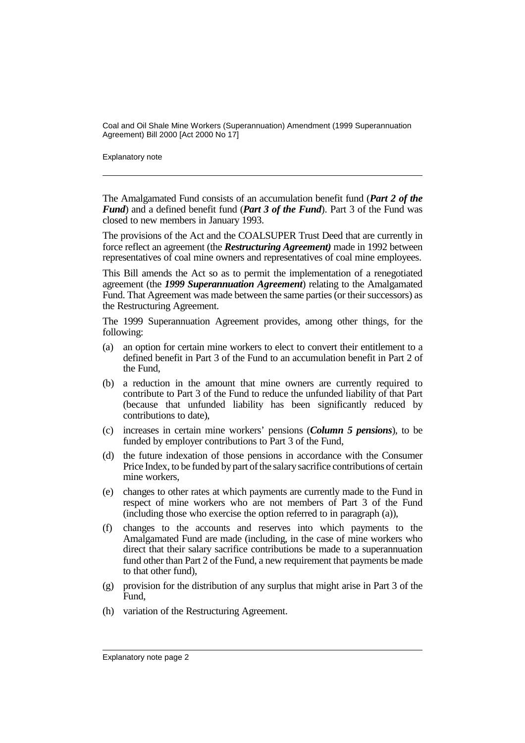The Amalgamated Fund consists of an accumulation benefit fund (***Part 2 of the Fund***) and a defined benefit fund (***Part 3 of the Fund***). Part 3 of the Fund was closed to new members in January 1993.

The provisions of the Act and the COALSUPER Trust Deed that are currently in force reflect an agreement (the ***Restructuring Agreement)*** made in 1992 between representatives of coal mine owners and representatives of coal mine employees.

This Bill amends the Act so as to permit the implementation of a renegotiated agreement (the ***1999 Superannuation Agreement***) relating to the Amalgamated Fund. That Agreement was made between the same parties (or their successors) as the Restructuring Agreement.

The 1999 Superannuation Agreement provides, among other things, for the following:

(a) an option for certain mine workers to elect to convert their entitlement to a defined benefit in Part 3 of the Fund to an accumulation benefit in Part 2 of the Fund,

(b) a reduction in the amount that mine owners are currently required to contribute to Part 3 of the Fund to reduce the unfunded liability of that Part (because that unfunded liability has been significantly reduced by contributions to date),

(c) increases in certain mine workers' pensions (***Column 5 pensions***), to be funded by employer contributions to Part 3 of the Fund,

(d) the future indexation of those pensions in accordance with the Consumer Price Index, to be funded by part of the salary sacrifice contributions of certain mine workers,

(e) changes to other rates at which payments are currently made to the Fund in respect of mine workers who are not members of Part 3 of the Fund (including those who exercise the option referred to in paragraph (a)),

(f) changes to the accounts and reserves into which payments to the Amalgamated Fund are made (including, in the case of mine workers who direct that their salary sacrifice contributions be made to a superannuation fund other than Part 2 of the Fund, a new requirement that payments be made to that other fund),

(g) provision for the distribution of any surplus that might arise in Part 3 of the Fund,

(h) variation of the Restructuring Agreement.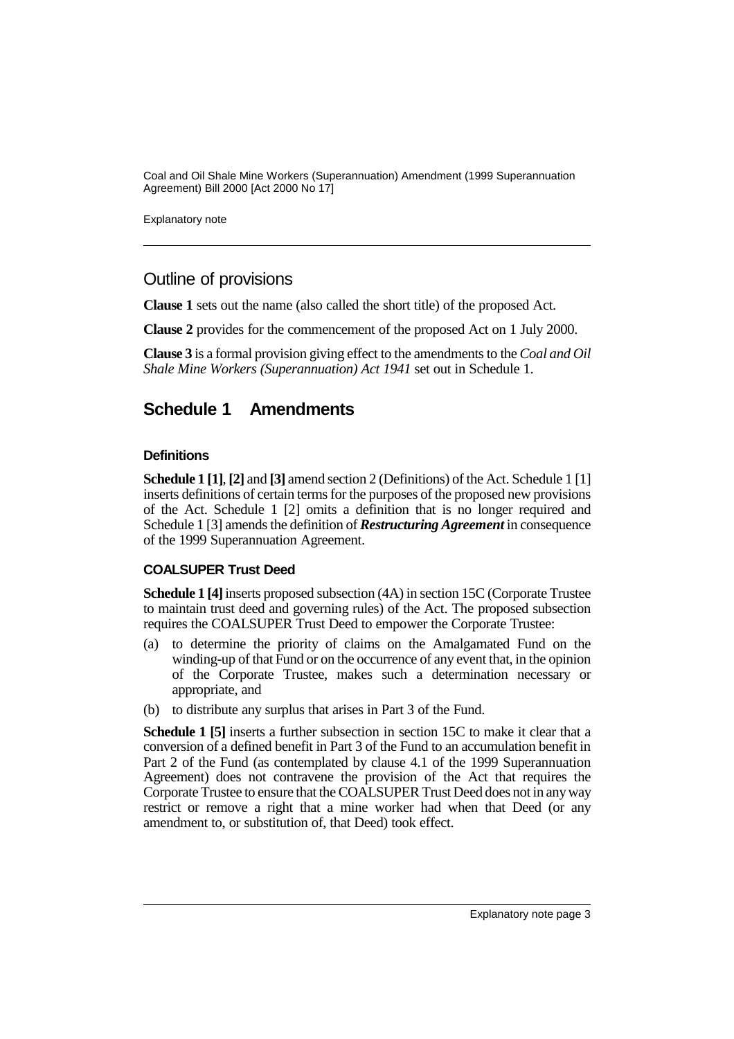## Outline of provisions

**Clause 1** sets out the name (also called the short title) of the proposed Act.

**Clause 2** provides for the commencement of the proposed Act on 1 July 2000.

**Clause 3** is a formal provision giving effect to the amendments to the *Coal and Oil Shale Mine Workers (Superannuation) Act 1941* set out in Schedule 1.

## Schedule 1 Amendments

### Definitions

**Schedule 1 [1]**, **[2]** and **[3]** amend section 2 (Definitions) of the Act. Schedule 1 [1] inserts definitions of certain terms for the purposes of the proposed new provisions of the Act. Schedule 1 [2] omits a definition that is no longer required and Schedule 1 [3] amends the definition of ***Restructuring Agreement*** in consequence of the 1999 Superannuation Agreement.

### COALSUPER Trust Deed

**Schedule 1 [4]** inserts proposed subsection (4A) in section 15C (Corporate Trustee to maintain trust deed and governing rules) of the Act. The proposed subsection requires the COALSUPER Trust Deed to empower the Corporate Trustee:

(a) to determine the priority of claims on the Amalgamated Fund on the winding-up of that Fund or on the occurrence of any event that, in the opinion of the Corporate Trustee, makes such a determination necessary or appropriate, and

(b) to distribute any surplus that arises in Part 3 of the Fund.

**Schedule 1 [5]** inserts a further subsection in section 15C to make it clear that a conversion of a defined benefit in Part 3 of the Fund to an accumulation benefit in Part 2 of the Fund (as contemplated by clause 4.1 of the 1999 Superannuation Agreement) does not contravene the provision of the Act that requires the Corporate Trustee to ensure that the COALSUPER Trust Deed does not in any way restrict or remove a right that a mine worker had when that Deed (or any amendment to, or substitution of, that Deed) took effect.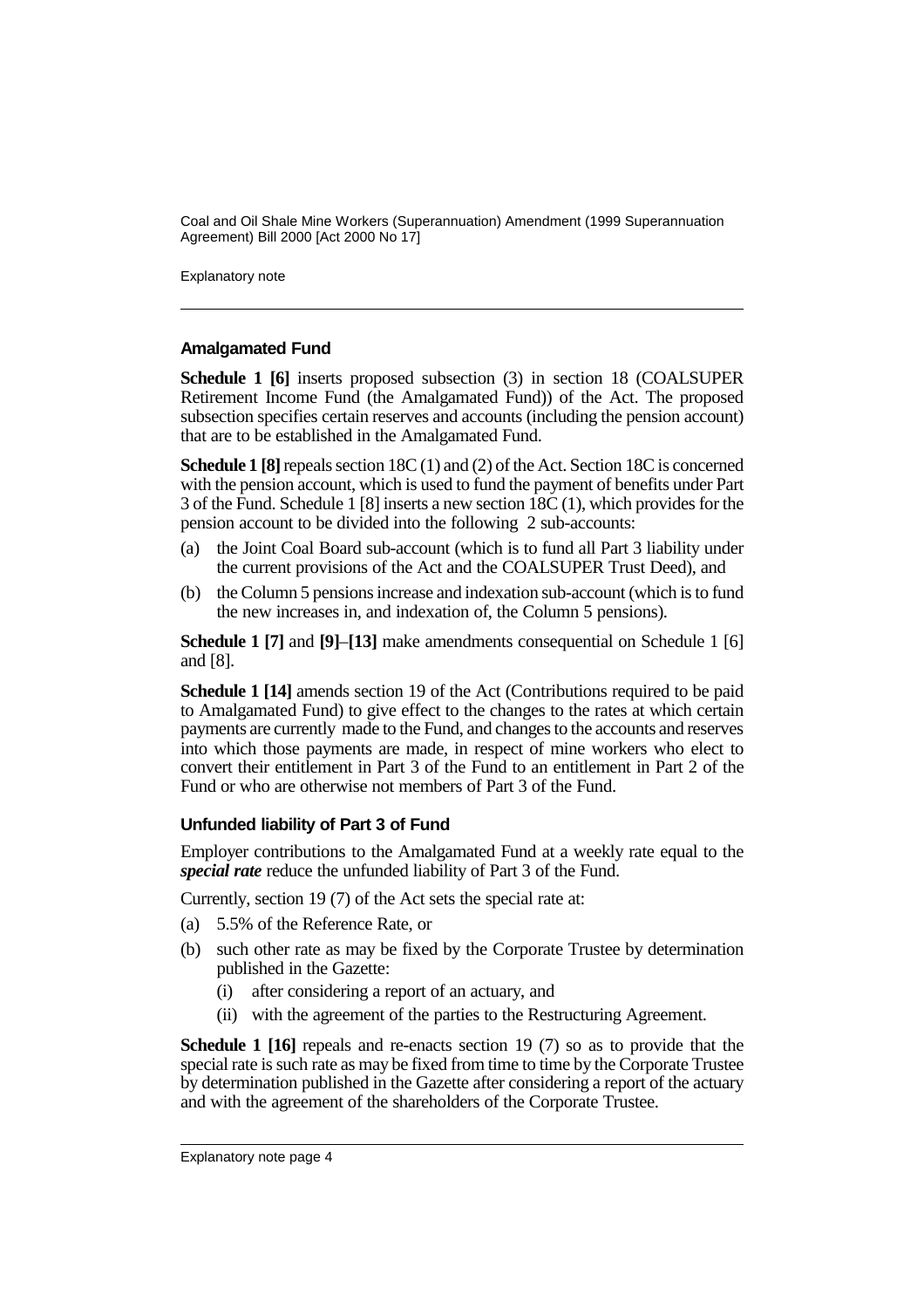### Amalgamated Fund

**Schedule 1 [6]** inserts proposed subsection (3) in section 18 (COALSUPER Retirement Income Fund (the Amalgamated Fund)) of the Act. The proposed subsection specifies certain reserves and accounts (including the pension account) that are to be established in the Amalgamated Fund.

**Schedule 1 [8]** repeals section 18C (1) and (2) of the Act. Section 18C is concerned with the pension account, which is used to fund the payment of benefits under Part 3 of the Fund. Schedule 1 [8] inserts a new section 18C (1), which provides for the pension account to be divided into the following 2 sub-accounts:

(a) the Joint Coal Board sub-account (which is to fund all Part 3 liability under the current provisions of the Act and the COALSUPER Trust Deed), and

(b) the Column 5 pensions increase and indexation sub-account (which is to fund the new increases in, and indexation of, the Column 5 pensions).

**Schedule 1 [7]** and **[9]–[13]** make amendments consequential on Schedule 1 [6] and [8].

**Schedule 1 [14]** amends section 19 of the Act (Contributions required to be paid to Amalgamated Fund) to give effect to the changes to the rates at which certain payments are currently made to the Fund, and changes to the accounts and reserves into which those payments are made, in respect of mine workers who elect to convert their entitlement in Part 3 of the Fund to an entitlement in Part 2 of the Fund or who are otherwise not members of Part 3 of the Fund.

### Unfunded liability of Part 3 of Fund

Employer contributions to the Amalgamated Fund at a weekly rate equal to the ***special rate*** reduce the unfunded liability of Part 3 of the Fund.

Currently, section 19 (7) of the Act sets the special rate at:

(a) 5.5% of the Reference Rate, or

(b) such other rate as may be fixed by the Corporate Trustee by determination published in the Gazette:

  (i) after considering a report of an actuary, and

  (ii) with the agreement of the parties to the Restructuring Agreement.

**Schedule 1 [16]** repeals and re-enacts section 19 (7) so as to provide that the special rate is such rate as may be fixed from time to time by the Corporate Trustee by determination published in the Gazette after considering a report of the actuary and with the agreement of the shareholders of the Corporate Trustee.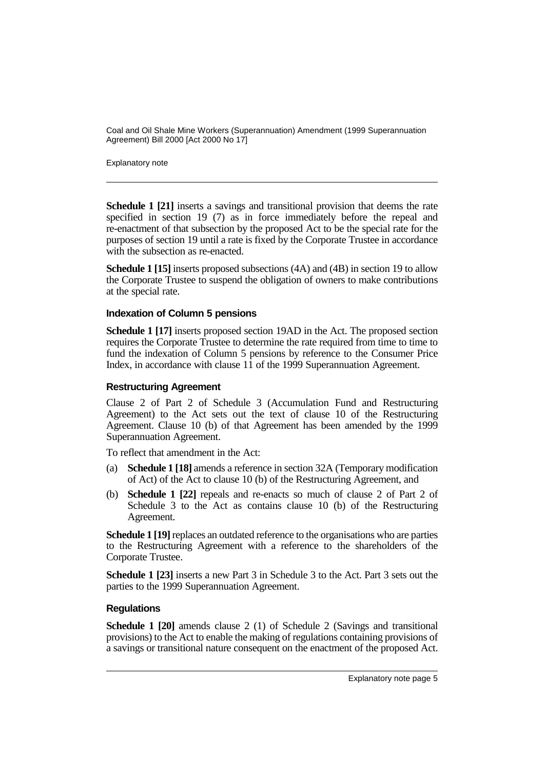**Schedule 1 [21]** inserts a savings and transitional provision that deems the rate specified in section 19 (7) as in force immediately before the repeal and re-enactment of that subsection by the proposed Act to be the special rate for the purposes of section 19 until a rate is fixed by the Corporate Trustee in accordance with the subsection as re-enacted.

**Schedule 1 [15]** inserts proposed subsections (4A) and (4B) in section 19 to allow the Corporate Trustee to suspend the obligation of owners to make contributions at the special rate.

### Indexation of Column 5 pensions

**Schedule 1 [17]** inserts proposed section 19AD in the Act. The proposed section requires the Corporate Trustee to determine the rate required from time to time to fund the indexation of Column 5 pensions by reference to the Consumer Price Index, in accordance with clause 11 of the 1999 Superannuation Agreement.

### Restructuring Agreement

Clause 2 of Part 2 of Schedule 3 (Accumulation Fund and Restructuring Agreement) to the Act sets out the text of clause 10 of the Restructuring Agreement. Clause 10 (b) of that Agreement has been amended by the 1999 Superannuation Agreement.

To reflect that amendment in the Act:

(a) **Schedule 1 [18]** amends a reference in section 32A (Temporary modification of Act) of the Act to clause 10 (b) of the Restructuring Agreement, and

(b) **Schedule 1 [22]** repeals and re-enacts so much of clause 2 of Part 2 of Schedule 3 to the Act as contains clause 10 (b) of the Restructuring Agreement.

**Schedule 1 [19]** replaces an outdated reference to the organisations who are parties to the Restructuring Agreement with a reference to the shareholders of the Corporate Trustee.

**Schedule 1 [23]** inserts a new Part 3 in Schedule 3 to the Act. Part 3 sets out the parties to the 1999 Superannuation Agreement.

### Regulations

**Schedule 1 [20]** amends clause 2 (1) of Schedule 2 (Savings and transitional provisions) to the Act to enable the making of regulations containing provisions of a savings or transitional nature consequent on the enactment of the proposed Act.